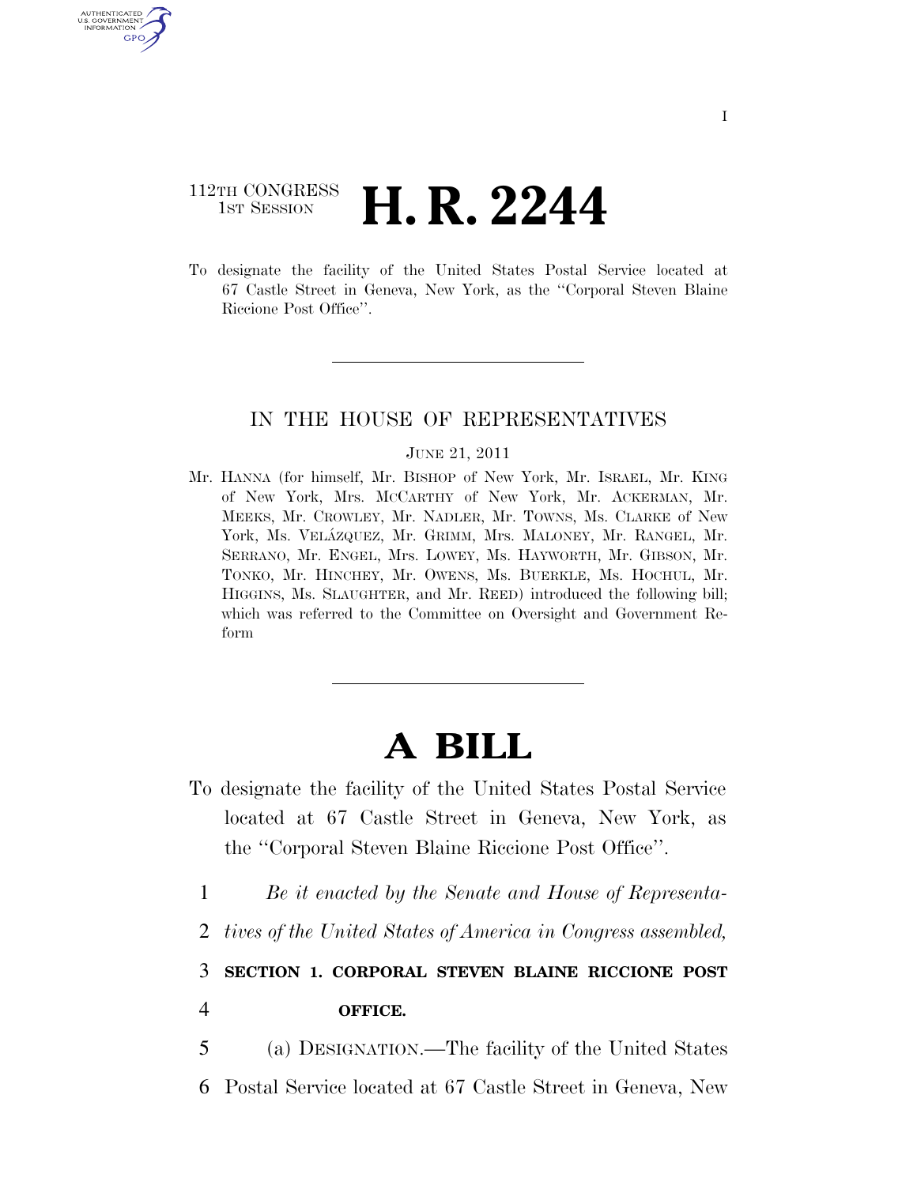112TH CONGRESS
1ST SESSION

# H. R. 2244

To designate the facility of the United States Postal Service located at 67 Castle Street in Geneva, New York, as the "Corporal Steven Blaine Riccione Post Office".

IN THE HOUSE OF REPRESENTATIVES

JUNE 21, 2011

Mr. HANNA (for himself, Mr. BISHOP of New York, Mr. ISRAEL, Mr. KING of New York, Mrs. MCCARTHY of New York, Mr. ACKERMAN, Mr. MEEKS, Mr. CROWLEY, Mr. NADLER, Mr. TOWNS, Ms. CLARKE of New York, Ms. VELÁZQUEZ, Mr. GRIMM, Mrs. MALONEY, Mr. RANGEL, Mr. SERRANO, Mr. ENGEL, Mrs. LOWEY, Ms. HAYWORTH, Mr. GIBSON, Mr. TONKO, Mr. HINCHEY, Mr. OWENS, Ms. BUERKLE, Ms. HOCHUL, Mr. HIGGINS, Ms. SLAUGHTER, and Mr. REED) introduced the following bill; which was referred to the Committee on Oversight and Government Reform

# A BILL

To designate the facility of the United States Postal Service located at 67 Castle Street in Geneva, New York, as the "Corporal Steven Blaine Riccione Post Office".

1 *Be it enacted by the Senate and House of Representa-*
2 *tives of the United States of America in Congress assembled,*

3 **SECTION 1. CORPORAL STEVEN BLAINE RICCIONE POST**
4 **OFFICE.**

5 (a) DESIGNATION.—The facility of the United States
6 Postal Service located at 67 Castle Street in Geneva, New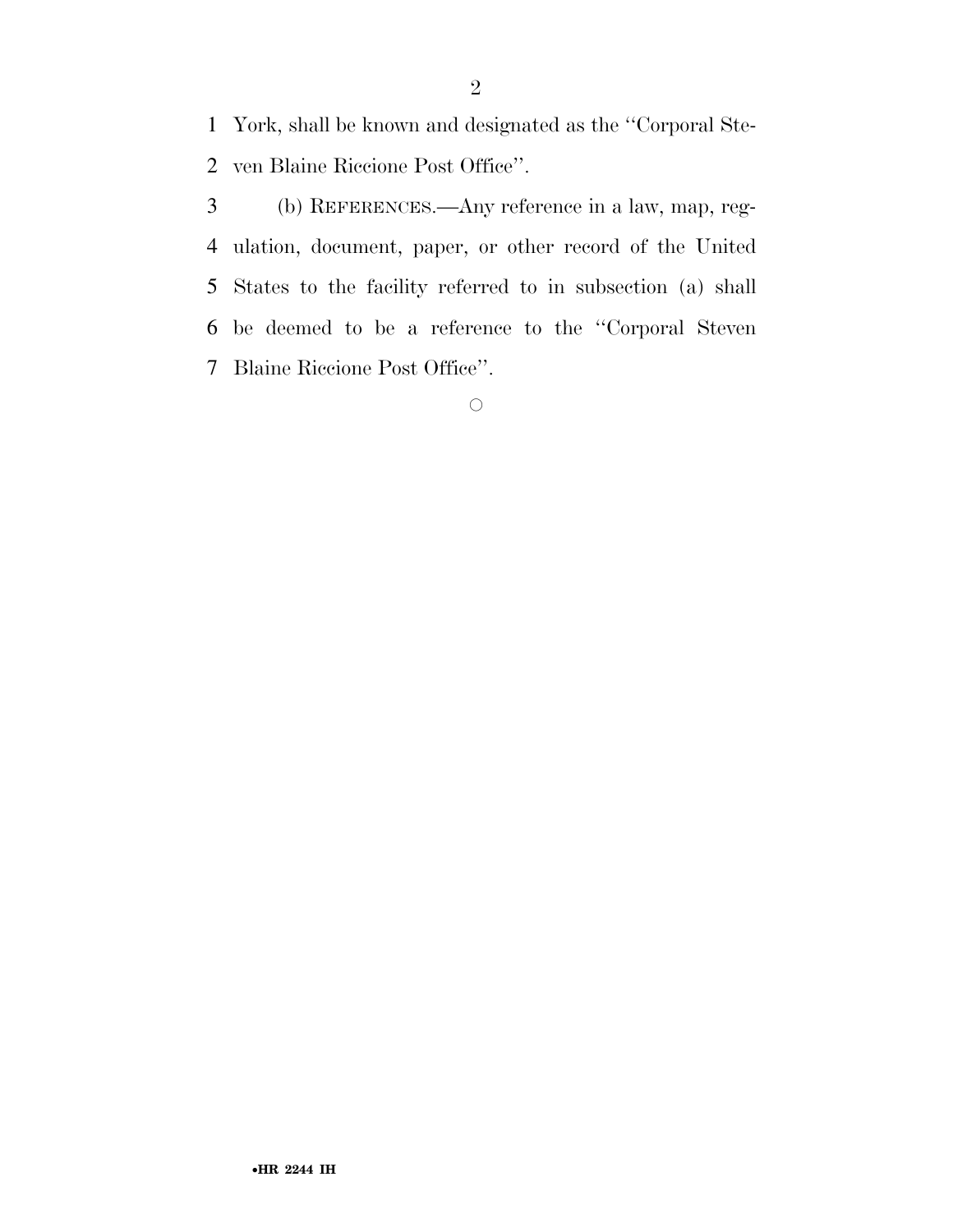York, shall be known and designated as the "Corporal Steven Blaine Riccione Post Office".

(b) REFERENCES.—Any reference in a law, map, regulation, document, paper, or other record of the United States to the facility referred to in subsection (a) shall be deemed to be a reference to the "Corporal Steven Blaine Riccione Post Office".